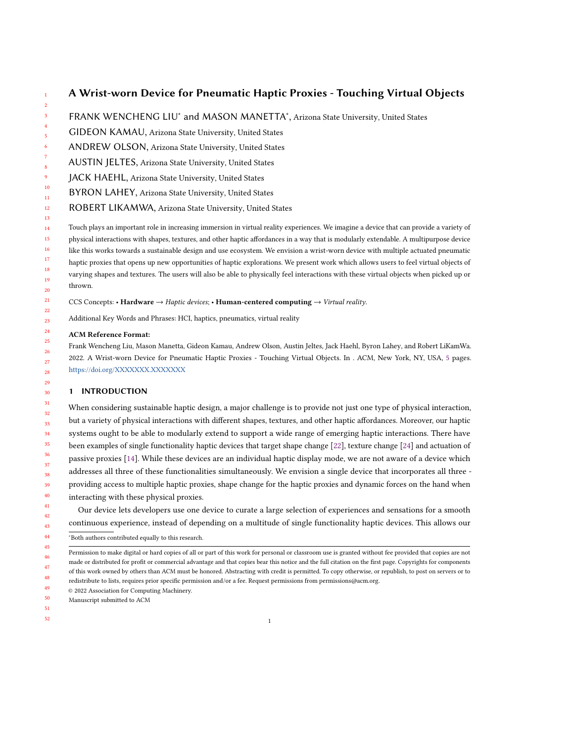# A Wrist-worn Device for Pneumatic Haptic Proxies - Touching Virtual Objects

FRANK WENCHENG LIU* and MASON MANETTA*, Arizona State University, United States

GIDEON KAMAU, Arizona State University, United States

ANDREW OLSON, Arizona State University, United States

AUSTIN JELTES, Arizona State University, United States

JACK HAEHL, Arizona State University, United States

BYRON LAHEY, Arizona State University, United States

ROBERT LIKAMWA, Arizona State University, United States

Touch plays an important role in increasing immersion in virtual reality experiences. We imagine a device that can provide a variety of physical interactions with shapes, textures, and other haptic affordances in a way that is modularly extendable. A multipurpose device like this works towards a sustainable design and use ecosystem. We envision a wrist-worn device with multiple actuated pneumatic haptic proxies that opens up new opportunities of haptic explorations. We present work which allows users to feel virtual objects of varying shapes and textures. The users will also be able to physically feel interactions with these virtual objects when picked up or thrown.

CCS Concepts: • **Hardware** → *Haptic devices*; • **Human-centered computing** → *Virtual reality*.

Additional Key Words and Phrases: HCI, haptics, pneumatics, virtual reality

**ACM Reference Format:**

Frank Wencheng Liu, Mason Manetta, Gideon Kamau, Andrew Olson, Austin Jeltes, Jack Haehl, Byron Lahey, and Robert LiKamWa. 2022. A Wrist-worn Device for Pneumatic Haptic Proxies - Touching Virtual Objects. In . ACM, New York, NY, USA, 5 pages. https://doi.org/XXXXXXX.XXXXXXX

## 1 INTRODUCTION

When considering sustainable haptic design, a major challenge is to provide not just one type of physical interaction, but a variety of physical interactions with different shapes, textures, and other haptic affordances. Moreover, our haptic systems ought to be able to modularly extend to support a wide range of emerging haptic interactions. There have been examples of single functionality haptic devices that target shape change [22], texture change [24] and actuation of passive proxies [14]. While these devices are an individual haptic display mode, we are not aware of a device which addresses all three of these functionalities simultaneously. We envision a single device that incorporates all three - providing access to multiple haptic proxies, shape change for the haptic proxies and dynamic forces on the hand when interacting with these physical proxies.

Our device lets developers use one device to curate a large selection of experiences and sensations for a smooth continuous experience, instead of depending on a multitude of single functionality haptic devices. This allows our

*Both authors contributed equally to this research.

Permission to make digital or hard copies of all or part of this work for personal or classroom use is granted without fee provided that copies are not made or distributed for profit or commercial advantage and that copies bear this notice and the full citation on the first page. Copyrights for components of this work owned by others than ACM must be honored. Abstracting with credit is permitted. To copy otherwise, or republish, to post on servers or to redistribute to lists, requires prior specific permission and/or a fee. Request permissions from permissions@acm.org.

© 2022 Association for Computing Machinery.

Manuscript submitted to ACM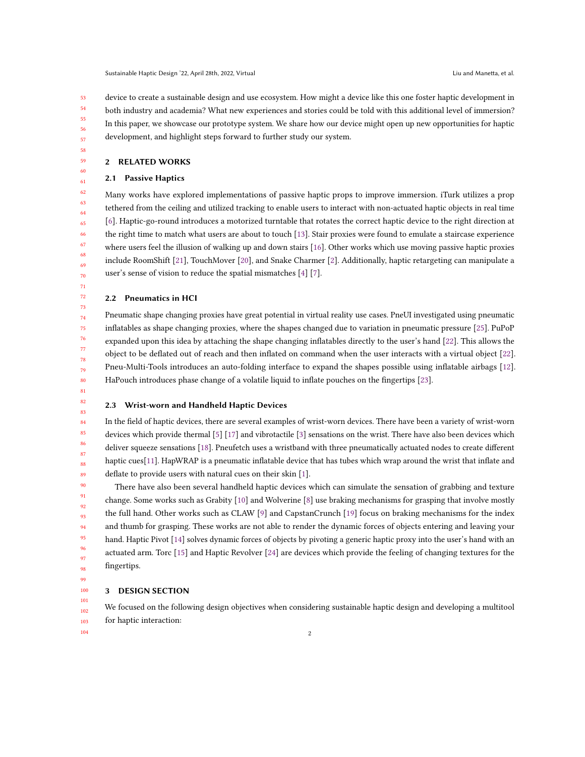device to create a sustainable design and use ecosystem. How might a device like this one foster haptic development in both industry and academia? What new experiences and stories could be told with this additional level of immersion? In this paper, we showcase our prototype system. We share how our device might open up new opportunities for haptic development, and highlight steps forward to further study our system.

## 2 RELATED WORKS

### 2.1 Passive Haptics

Many works have explored implementations of passive haptic props to improve immersion. iTurk utilizes a prop tethered from the ceiling and utilized tracking to enable users to interact with non-actuated haptic objects in real time [6]. Haptic-go-round introduces a motorized turntable that rotates the correct haptic device to the right direction at the right time to match what users are about to touch [13]. Stair proxies were found to emulate a staircase experience where users feel the illusion of walking up and down stairs [16]. Other works which use moving passive haptic proxies include RoomShift [21], TouchMover [20], and Snake Charmer [2]. Additionally, haptic retargeting can manipulate a user's sense of vision to reduce the spatial mismatches [4] [7].

### 2.2 Pneumatics in HCI

Pneumatic shape changing proxies have great potential in virtual reality use cases. PneUI investigated using pneumatic inflatables as shape changing proxies, where the shapes changed due to variation in pneumatic pressure [25]. PuPoP expanded upon this idea by attaching the shape changing inflatables directly to the user's hand [22]. This allows the object to be deflated out of reach and then inflated on command when the user interacts with a virtual object [22]. Pneu-Multi-Tools introduces an auto-folding interface to expand the shapes possible using inflatable airbags [12]. HaPouch introduces phase change of a volatile liquid to inflate pouches on the fingertips [23].

### 2.3 Wrist-worn and Handheld Haptic Devices

In the field of haptic devices, there are several examples of wrist-worn devices. There have been a variety of wrist-worn devices which provide thermal [5] [17] and vibrotactile [3] sensations on the wrist. There have also been devices which deliver squeeze sensations [18]. Pneufetch uses a wristband with three pneumatically actuated nodes to create different haptic cues[11]. HapWRAP is a pneumatic inflatable device that has tubes which wrap around the wrist that inflate and deflate to provide users with natural cues on their skin [1].

There have also been several handheld haptic devices which can simulate the sensation of grabbing and texture change. Some works such as Grabity [10] and Wolverine [8] use braking mechanisms for grasping that involve mostly the full hand. Other works such as CLAW [9] and CapstanCrunch [19] focus on braking mechanisms for the index and thumb for grasping. These works are not able to render the dynamic forces of objects entering and leaving your hand. Haptic Pivot [14] solves dynamic forces of objects by pivoting a generic haptic proxy into the user's hand with an actuated arm. Torc [15] and Haptic Revolver [24] are devices which provide the feeling of changing textures for the fingertips.

## 3 DESIGN SECTION

We focused on the following design objectives when considering sustainable haptic design and developing a multitool for haptic interaction: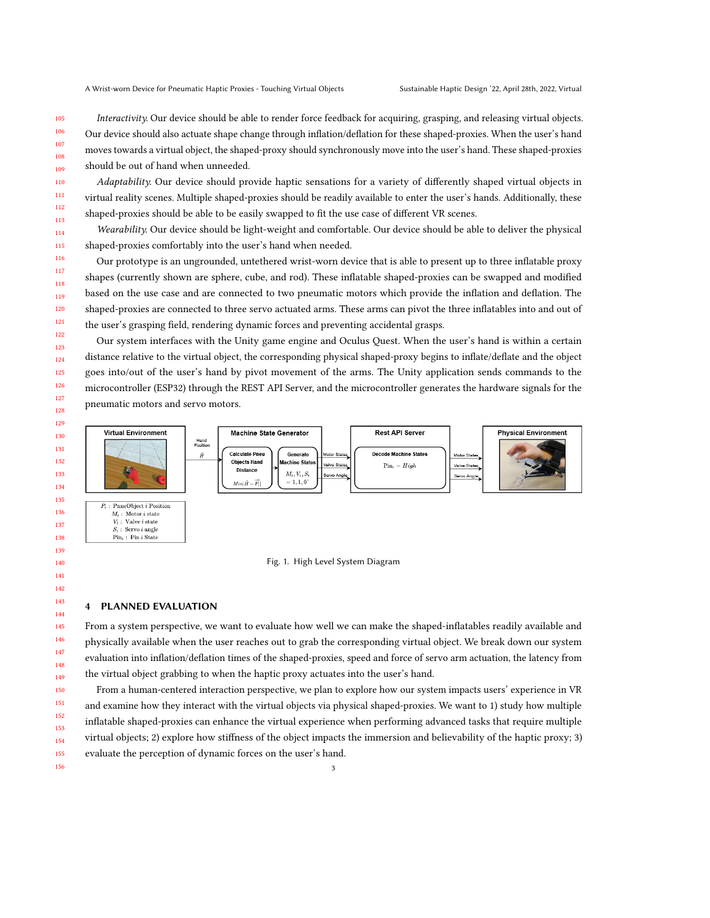*Interactivity.* Our device should be able to render force feedback for acquiring, grasping, and releasing virtual objects. Our device should also actuate shape change through inflation/deflation for these shaped-proxies. When the user's hand moves towards a virtual object, the shaped-proxy should synchronously move into the user's hand. These shaped-proxies should be out of hand when unneeded.

*Adaptability.* Our device should provide haptic sensations for a variety of differently shaped virtual objects in virtual reality scenes. Multiple shaped-proxies should be readily available to enter the user's hands. Additionally, these shaped-proxies should be able to be easily swapped to fit the use case of different VR scenes.

*Wearability.* Our device should be light-weight and comfortable. Our device should be able to deliver the physical shaped-proxies comfortably into the user's hand when needed.

Our prototype is an ungrounded, untethered wrist-worn device that is able to present up to three inflatable proxy shapes (currently shown are sphere, cube, and rod). These inflatable shaped-proxies can be swapped and modified based on the use case and are connected to two pneumatic motors which provide the inflation and deflation. The shaped-proxies are connected to three servo actuated arms. These arms can pivot the three inflatables into and out of the user's grasping field, rendering dynamic forces and preventing accidental grasps.

Our system interfaces with the Unity game engine and Oculus Quest. When the user's hand is within a certain distance relative to the virtual object, the corresponding physical shaped-proxy begins to inflate/deflate and the object goes into/out of the user's hand by pivot movement of the arms. The Unity application sends commands to the microcontroller (ESP32) through the REST API Server, and the microcontroller generates the hardware signals for the pneumatic motors and servo motors.

Fig. 1. High Level System Diagram

## 4 PLANNED EVALUATION

From a system perspective, we want to evaluate how well we can make the shaped-inflatables readily available and physically available when the user reaches out to grab the corresponding virtual object. We break down our system evaluation into inflation/deflation times of the shaped-proxies, speed and force of servo arm actuation, the latency from the virtual object grabbing to when the haptic proxy actuates into the user's hand.

From a human-centered interaction perspective, we plan to explore how our system impacts users' experience in VR and examine how they interact with the virtual objects via physical shaped-proxies. We want to 1) study how multiple inflatable shaped-proxies can enhance the virtual experience when performing advanced tasks that require multiple virtual objects; 2) explore how stiffness of the object impacts the immersion and believability of the haptic proxy; 3) evaluate the perception of dynamic forces on the user's hand.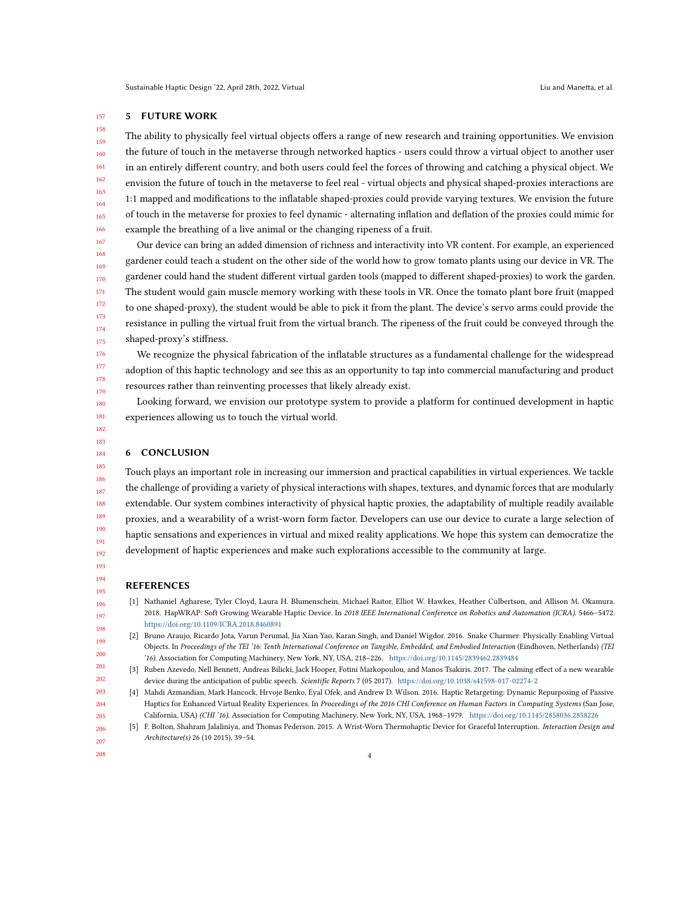## 5 FUTURE WORK

The ability to physically feel virtual objects offers a range of new research and training opportunities. We envision the future of touch in the metaverse through networked haptics - users could throw a virtual object to another user in an entirely different country, and both users could feel the forces of throwing and catching a physical object. We envision the future of touch in the metaverse to feel real - virtual objects and physical shaped-proxies interactions are 1:1 mapped and modifications to the inflatable shaped-proxies could provide varying textures. We envision the future of touch in the metaverse for proxies to feel dynamic - alternating inflation and deflation of the proxies could mimic for example the breathing of a live animal or the changing ripeness of a fruit.

Our device can bring an added dimension of richness and interactivity into VR content. For example, an experienced gardener could teach a student on the other side of the world how to grow tomato plants using our device in VR. The gardener could hand the student different virtual garden tools (mapped to different shaped-proxies) to work the garden. The student would gain muscle memory working with these tools in VR. Once the tomato plant bore fruit (mapped to one shaped-proxy), the student would be able to pick it from the plant. The device's servo arms could provide the resistance in pulling the virtual fruit from the virtual branch. The ripeness of the fruit could be conveyed through the shaped-proxy's stiffness.

We recognize the physical fabrication of the inflatable structures as a fundamental challenge for the widespread adoption of this haptic technology and see this as an opportunity to tap into commercial manufacturing and product resources rather than reinventing processes that likely already exist.

Looking forward, we envision our prototype system to provide a platform for continued development in haptic experiences allowing us to touch the virtual world.

## 6 CONCLUSION

Touch plays an important role in increasing our immersion and practical capabilities in virtual experiences. We tackle the challenge of providing a variety of physical interactions with shapes, textures, and dynamic forces that are modularly extendable. Our system combines interactivity of physical haptic proxies, the adaptability of multiple readily available proxies, and a wearability of a wrist-worn form factor. Developers can use our device to curate a large selection of haptic sensations and experiences in virtual and mixed reality applications. We hope this system can democratize the development of haptic experiences and make such explorations accessible to the community at large.

## REFERENCES

[1] Nathaniel Agharese, Tyler Cloyd, Laura H. Blumenschein, Michael Raitor, Elliot W. Hawkes, Heather Culbertson, and Allison M. Okamura. 2018. HapWRAP: Soft Growing Wearable Haptic Device. In *2018 IEEE International Conference on Robotics and Automation (ICRA)*. 5466–5472. https://doi.org/10.1109/ICRA.2018.8460891

[2] Bruno Araujo, Ricardo Jota, Varun Perumal, Jia Xian Yao, Karan Singh, and Daniel Wigdor. 2016. Snake Charmer: Physically Enabling Virtual Objects. In *Proceedings of the TEI '16: Tenth International Conference on Tangible, Embedded, and Embodied Interaction* (Eindhoven, Netherlands) *(TEI '16)*. Association for Computing Machinery, New York, NY, USA, 218–226. https://doi.org/10.1145/2839462.2839484

[3] Ruben Azevedo, Nell Bennett, Andreas Bilicki, Jack Hooper, Fotini Markopoulou, and Manos Tsakiris. 2017. The calming effect of a new wearable device during the anticipation of public speech. *Scientific Reports* 7 (05 2017). https://doi.org/10.1038/s41598-017-02274-2

[4] Mahdi Azmandian, Mark Hancock, Hrvoje Benko, Eyal Ofek, and Andrew D. Wilson. 2016. Haptic Retargeting: Dynamic Repurposing of Passive Haptics for Enhanced Virtual Reality Experiences. In *Proceedings of the 2016 CHI Conference on Human Factors in Computing Systems* (San Jose, California, USA) *(CHI '16)*. Association for Computing Machinery, New York, NY, USA, 1968–1979. https://doi.org/10.1145/2858036.2858226

[5] F. Bolton, Shahram Jalaliniya, and Thomas Pederson. 2015. A Wrist-Worn Thermohaptic Device for Graceful Interruption. *Interaction Design and Architecture(s)* 26 (10 2015), 39–54.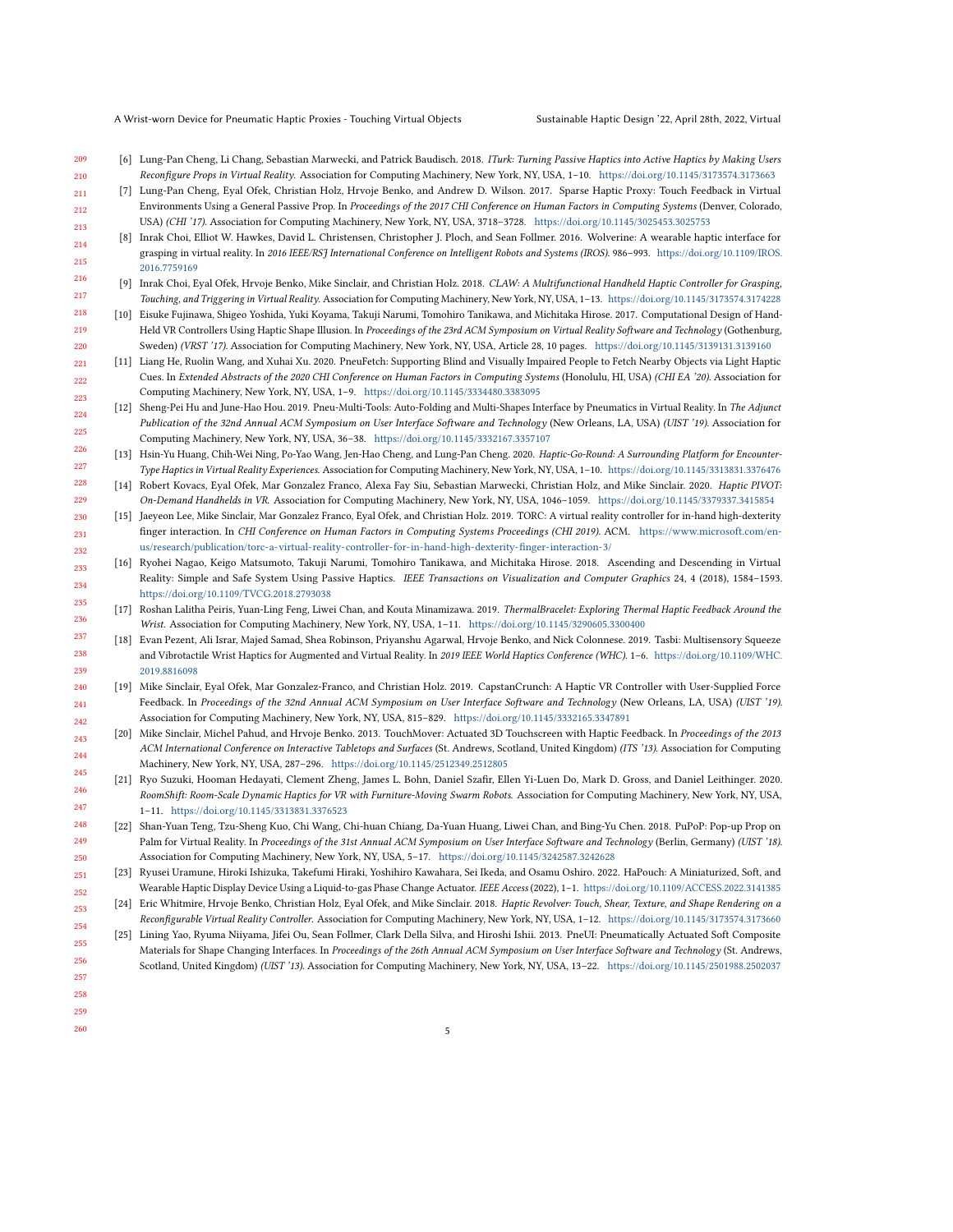[6] Lung-Pan Cheng, Li Chang, Sebastian Marwecki, and Patrick Baudisch. 2018. *ITurk: Turning Passive Haptics into Active Haptics by Making Users Reconfigure Props in Virtual Reality.* Association for Computing Machinery, New York, NY, USA, 1–10. https://doi.org/10.1145/3173574.3173663

[7] Lung-Pan Cheng, Eyal Ofek, Christian Holz, Hrvoje Benko, and Andrew D. Wilson. 2017. Sparse Haptic Proxy: Touch Feedback in Virtual Environments Using a General Passive Prop. In *Proceedings of the 2017 CHI Conference on Human Factors in Computing Systems* (Denver, Colorado, USA) *(CHI '17)*. Association for Computing Machinery, New York, NY, USA, 3718–3728. https://doi.org/10.1145/3025453.3025753

[8] Inrak Choi, Elliot W. Hawkes, David L. Christensen, Christopher J. Ploch, and Sean Follmer. 2016. Wolverine: A wearable haptic interface for grasping in virtual reality. In *2016 IEEE/RSJ International Conference on Intelligent Robots and Systems (IROS)*. 986–993. https://doi.org/10.1109/IROS.2016.7759169

[9] Inrak Choi, Eyal Ofek, Hrvoje Benko, Mike Sinclair, and Christian Holz. 2018. *CLAW: A Multifunctional Handheld Haptic Controller for Grasping, Touching, and Triggering in Virtual Reality.* Association for Computing Machinery, New York, NY, USA, 1–13. https://doi.org/10.1145/3173574.3174228

[10] Eisuke Fujinawa, Shigeo Yoshida, Yuki Koyama, Takuji Narumi, Tomohiro Tanikawa, and Michitaka Hirose. 2017. Computational Design of Hand-Held VR Controllers Using Haptic Shape Illusion. In *Proceedings of the 23rd ACM Symposium on Virtual Reality Software and Technology* (Gothenburg, Sweden) *(VRST '17)*. Association for Computing Machinery, New York, NY, USA, Article 28, 10 pages. https://doi.org/10.1145/3139131.3139160

[11] Liang He, Ruolin Wang, and Xuhai Xu. 2020. PneuFetch: Supporting Blind and Visually Impaired People to Fetch Nearby Objects via Light Haptic Cues. In *Extended Abstracts of the 2020 CHI Conference on Human Factors in Computing Systems* (Honolulu, HI, USA) *(CHI EA '20)*. Association for Computing Machinery, New York, NY, USA, 1–9. https://doi.org/10.1145/3334480.3383095

[12] Sheng-Pei Hu and June-Hao Hou. 2019. Pneu-Multi-Tools: Auto-Folding and Multi-Shapes Interface by Pneumatics in Virtual Reality. In *The Adjunct Publication of the 32nd Annual ACM Symposium on User Interface Software and Technology* (New Orleans, LA, USA) *(UIST '19)*. Association for Computing Machinery, New York, NY, USA, 36–38. https://doi.org/10.1145/3332167.3357107

[13] Hsin-Yu Huang, Chih-Wei Ning, Po-Yao Wang, Jen-Hao Cheng, and Lung-Pan Cheng. 2020. *Haptic-Go-Round: A Surrounding Platform for Encounter-Type Haptics in Virtual Reality Experiences.* Association for Computing Machinery, New York, NY, USA, 1–10. https://doi.org/10.1145/3313831.3376476

[14] Robert Kovacs, Eyal Ofek, Mar Gonzalez Franco, Alexa Fay Siu, Sebastian Marwecki, Christian Holz, and Mike Sinclair. 2020. *Haptic PIVOT: On-Demand Handhelds in VR.* Association for Computing Machinery, New York, NY, USA, 1046–1059. https://doi.org/10.1145/3379337.3415854

[15] Jaeyeon Lee, Mike Sinclair, Mar Gonzalez Franco, Eyal Ofek, and Christian Holz. 2019. TORC: A virtual reality controller for in-hand high-dexterity finger interaction. In *CHI Conference on Human Factors in Computing Systems Proceedings (CHI 2019)*. ACM. https://www.microsoft.com/en-us/research/publication/torc-a-virtual-reality-controller-for-in-hand-high-dexterity-finger-interaction-3/

[16] Ryohei Nagao, Keigo Matsumoto, Takuji Narumi, Tomohiro Tanikawa, and Michitaka Hirose. 2018. Ascending and Descending in Virtual Reality: Simple and Safe System Using Passive Haptics. *IEEE Transactions on Visualization and Computer Graphics* 24, 4 (2018), 1584–1593. https://doi.org/10.1109/TVCG.2018.2793038

[17] Roshan Lalitha Peiris, Yuan-Ling Feng, Liwei Chan, and Kouta Minamizawa. 2019. *ThermalBracelet: Exploring Thermal Haptic Feedback Around the Wrist.* Association for Computing Machinery, New York, NY, USA, 1–11. https://doi.org/10.1145/3290605.3300400

[18] Evan Pezent, Ali Israr, Majed Samad, Shea Robinson, Priyanshu Agarwal, Hrvoje Benko, and Nick Colonnese. 2019. Tasbi: Multisensory Squeeze and Vibrotactile Wrist Haptics for Augmented and Virtual Reality. In *2019 IEEE World Haptics Conference (WHC)*. 1–6. https://doi.org/10.1109/WHC.2019.8816098

[19] Mike Sinclair, Eyal Ofek, Mar Gonzalez-Franco, and Christian Holz. 2019. CapstanCrunch: A Haptic VR Controller with User-Supplied Force Feedback. In *Proceedings of the 32nd Annual ACM Symposium on User Interface Software and Technology* (New Orleans, LA, USA) *(UIST '19)*. Association for Computing Machinery, New York, NY, USA, 815–829. https://doi.org/10.1145/3332165.3347891

[20] Mike Sinclair, Michel Pahud, and Hrvoje Benko. 2013. TouchMover: Actuated 3D Touchscreen with Haptic Feedback. In *Proceedings of the 2013 ACM International Conference on Interactive Tabletops and Surfaces* (St. Andrews, Scotland, United Kingdom) *(ITS '13)*. Association for Computing Machinery, New York, NY, USA, 287–296. https://doi.org/10.1145/2512349.2512805

[21] Ryo Suzuki, Hooman Hedayati, Clement Zheng, James L. Bohn, Daniel Szafir, Ellen Yi-Luen Do, Mark D. Gross, and Daniel Leithinger. 2020. *RoomShift: Room-Scale Dynamic Haptics for VR with Furniture-Moving Swarm Robots.* Association for Computing Machinery, New York, NY, USA, 1–11. https://doi.org/10.1145/3313831.3376523

[22] Shan-Yuan Teng, Tzu-Sheng Kuo, Chi Wang, Chi-huan Chiang, Da-Yuan Huang, Liwei Chan, and Bing-Yu Chen. 2018. PuPoP: Pop-up Prop on Palm for Virtual Reality. In *Proceedings of the 31st Annual ACM Symposium on User Interface Software and Technology* (Berlin, Germany) *(UIST '18)*. Association for Computing Machinery, New York, NY, USA, 5–17. https://doi.org/10.1145/3242587.3242628

[23] Ryusei Uramune, Hiroki Ishizuka, Takefumi Hiraki, Yoshihiro Kawahara, Sei Ikeda, and Osamu Oshiro. 2022. HaPouch: A Miniaturized, Soft, and Wearable Haptic Display Device Using a Liquid-to-gas Phase Change Actuator. *IEEE Access* (2022), 1–1. https://doi.org/10.1109/ACCESS.2022.3141385

[24] Eric Whitmire, Hrvoje Benko, Christian Holz, Eyal Ofek, and Mike Sinclair. 2018. *Haptic Revolver: Touch, Shear, Texture, and Shape Rendering on a Reconfigurable Virtual Reality Controller.* Association for Computing Machinery, New York, NY, USA, 1–12. https://doi.org/10.1145/3173574.3173660

[25] Lining Yao, Ryuma Niiyama, Jifei Ou, Sean Follmer, Clark Della Silva, and Hiroshi Ishii. 2013. PneUI: Pneumatically Actuated Soft Composite Materials for Shape Changing Interfaces. In *Proceedings of the 26th Annual ACM Symposium on User Interface Software and Technology* (St. Andrews, Scotland, United Kingdom) *(UIST '13)*. Association for Computing Machinery, New York, NY, USA, 13–22. https://doi.org/10.1145/2501988.2502037